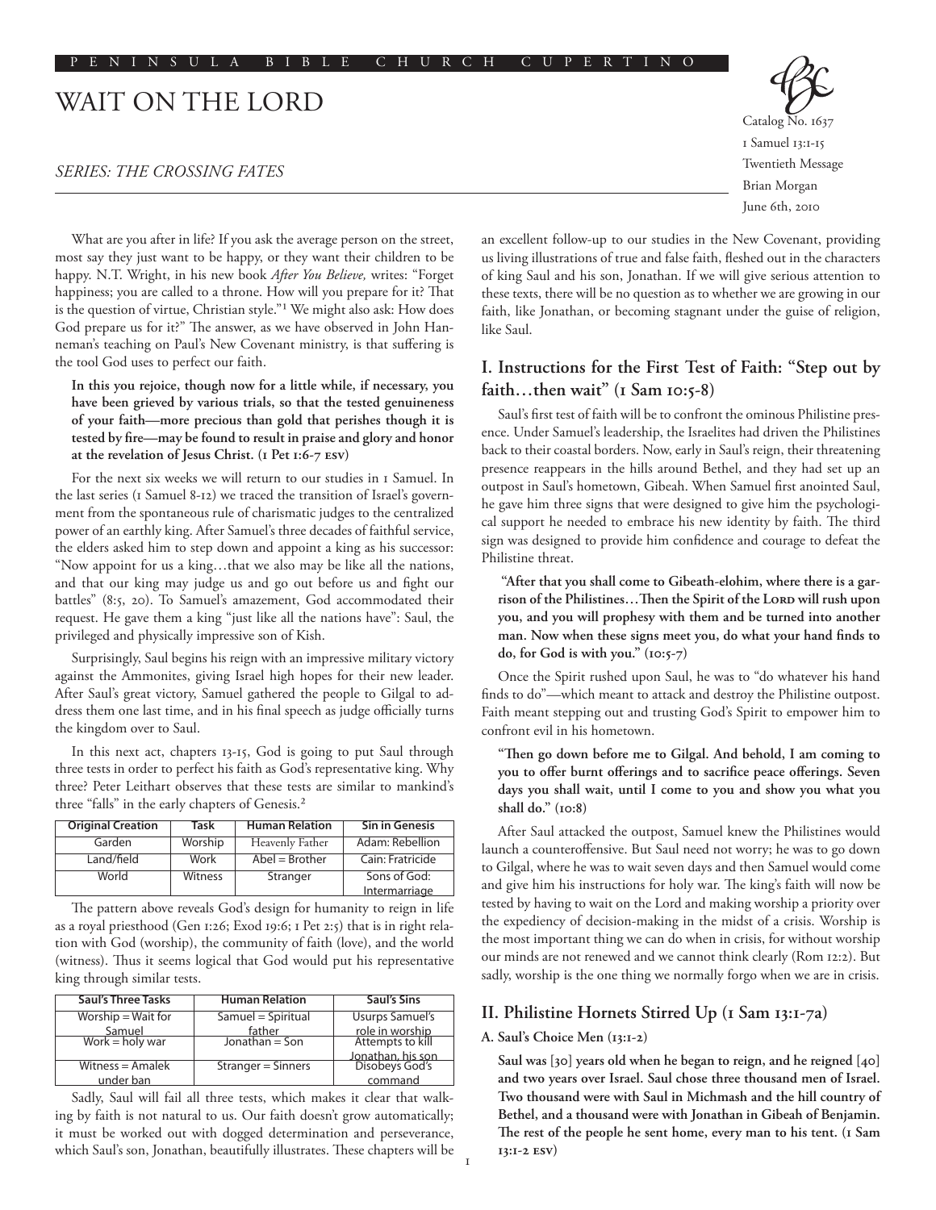# WAIT ON THE LORD

*SERIES: THE CROSSING FATES*

Catalog No. 1637
1 Samuel 13:1-15
Twentieth Message
Brian Morgan
June 6th, 2010

What are you after in life? If you ask the average person on the street, most say they just want to be happy, or they want their children to be happy. N.T. Wright, in his new book *After You Believe,* writes: "Forget happiness; you are called to a throne. How will you prepare for it? That is the question of virtue, Christian style."[1] We might also ask: How does God prepare us for it?" The answer, as we have observed in John Hanneman's teaching on Paul's New Covenant ministry, is that suffering is the tool God uses to perfect our faith.

**In this you rejoice, though now for a little while, if necessary, you have been grieved by various trials, so that the tested genuineness of your faith—more precious than gold that perishes though it is tested by fire—may be found to result in praise and glory and honor at the revelation of Jesus Christ. (1 Pet 1:6-7 ESV)**

For the next six weeks we will return to our studies in 1 Samuel. In the last series (1 Samuel 8-12) we traced the transition of Israel's government from the spontaneous rule of charismatic judges to the centralized power of an earthly king. After Samuel's three decades of faithful service, the elders asked him to step down and appoint a king as his successor: "Now appoint for us a king…that we also may be like all the nations, and that our king may judge us and go out before us and fight our battles" (8:5, 20). To Samuel's amazement, God accommodated their request. He gave them a king "just like all the nations have": Saul, the privileged and physically impressive son of Kish.

Surprisingly, Saul begins his reign with an impressive military victory against the Ammonites, giving Israel high hopes for their new leader. After Saul's great victory, Samuel gathered the people to Gilgal to address them one last time, and in his final speech as judge officially turns the kingdom over to Saul.

In this next act, chapters 13-15, God is going to put Saul through three tests in order to perfect his faith as God's representative king. Why three? Peter Leithart observes that these tests are similar to mankind's three "falls" in the early chapters of Genesis.[2]

| Original Creation | Task | Human Relation | Sin in Genesis |
|---|---|---|---|
| Garden | Worship | Heavenly Father | Adam: Rebellion |
| Land/field | Work | Abel = Brother | Cain: Fratricide |
| World | Witness | Stranger | Sons of God: Intermarriage |

The pattern above reveals God's design for humanity to reign in life as a royal priesthood (Gen 1:26; Exod 19:6; 1 Pet 2:5) that is in right relation with God (worship), the community of faith (love), and the world (witness). Thus it seems logical that God would put his representative king through similar tests.

| Saul's Three Tasks | Human Relation | Saul's Sins |
|---|---|---|
| Worship = Wait for Samuel | Samuel = Spiritual father | Usurps Samuel's role in worship |
| Work = holy war | Jonathan = Son | Attempts to kill Jonathan, his son |
| Witness = Amalek under ban | Stranger = Sinners | Disobeys God's command |

Sadly, Saul will fail all three tests, which makes it clear that walking by faith is not natural to us. Our faith doesn't grow automatically; it must be worked out with dogged determination and perseverance, which Saul's son, Jonathan, beautifully illustrates. These chapters will be an excellent follow-up to our studies in the New Covenant, providing us living illustrations of true and false faith, fleshed out in the characters of king Saul and his son, Jonathan. If we will give serious attention to these texts, there will be no question as to whether we are growing in our faith, like Jonathan, or becoming stagnant under the guise of religion, like Saul.

## I. Instructions for the First Test of Faith: "Step out by faith…then wait" (1 Sam 10:5-8)

Saul's first test of faith will be to confront the ominous Philistine presence. Under Samuel's leadership, the Israelites had driven the Philistines back to their coastal borders. Now, early in Saul's reign, their threatening presence reappears in the hills around Bethel, and they had set up an outpost in Saul's hometown, Gibeah. When Samuel first anointed Saul, he gave him three signs that were designed to give him the psychological support he needed to embrace his new identity by faith. The third sign was designed to provide him confidence and courage to defeat the Philistine threat.

**"After that you shall come to Gibeath-elohim, where there is a garrison of the Philistines…Then the Spirit of the Lord will rush upon you, and you will prophesy with them and be turned into another man. Now when these signs meet you, do what your hand finds to do, for God is with you." (10:5-7)**

Once the Spirit rushed upon Saul, he was to "do whatever his hand finds to do"—which meant to attack and destroy the Philistine outpost. Faith meant stepping out and trusting God's Spirit to empower him to confront evil in his hometown.

**"Then go down before me to Gilgal. And behold, I am coming to you to offer burnt offerings and to sacrifice peace offerings. Seven days you shall wait, until I come to you and show you what you shall do." (10:8)**

After Saul attacked the outpost, Samuel knew the Philistines would launch a counteroffensive. But Saul need not worry; he was to go down to Gilgal, where he was to wait seven days and then Samuel would come and give him his instructions for holy war. The king's faith will now be tested by having to wait on the Lord and making worship a priority over the expediency of decision-making in the midst of a crisis. Worship is the most important thing we can do when in crisis, for without worship our minds are not renewed and we cannot think clearly (Rom 12:2). But sadly, worship is the one thing we normally forgo when we are in crisis.

## II. Philistine Hornets Stirred Up (1 Sam 13:1-7a)

### A. Saul's Choice Men (13:1-2)

**Saul was [30] years old when he began to reign, and he reigned [40] and two years over Israel. Saul chose three thousand men of Israel. Two thousand were with Saul in Michmash and the hill country of Bethel, and a thousand were with Jonathan in Gibeah of Benjamin. The rest of the people he sent home, every man to his tent. (1 Sam 13:1-2 ESV)**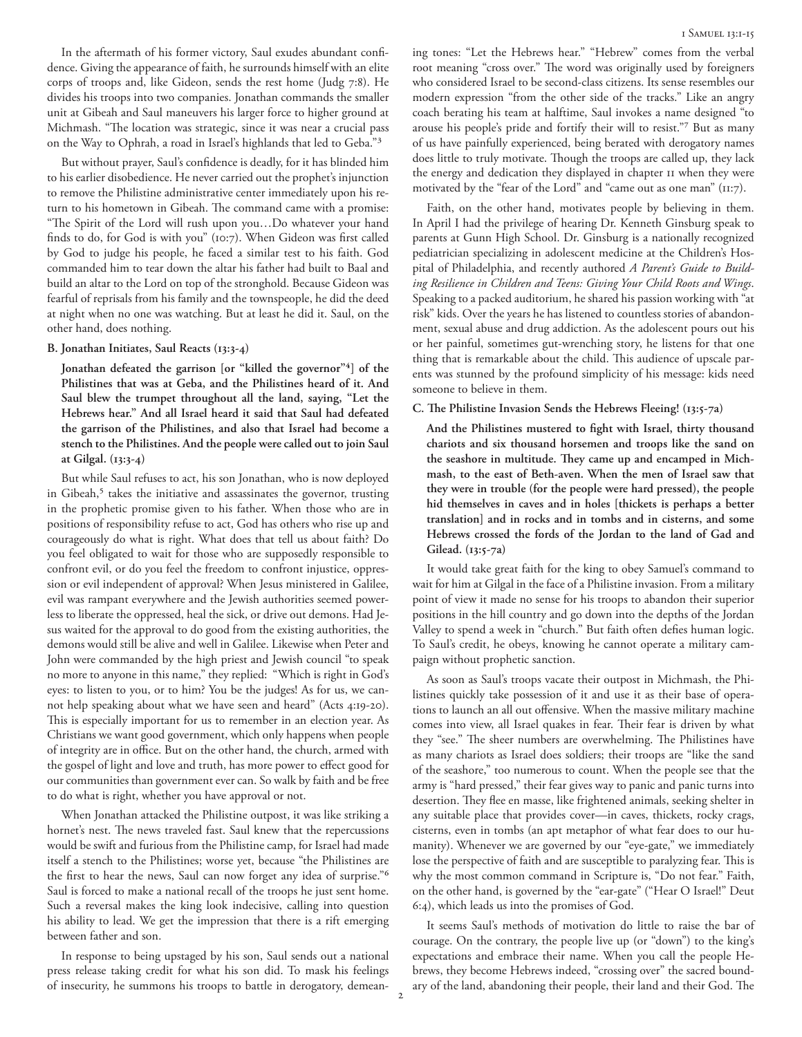In the aftermath of his former victory, Saul exudes abundant confidence. Giving the appearance of faith, he surrounds himself with an elite corps of troops and, like Gideon, sends the rest home (Judg 7:8). He divides his troops into two companies. Jonathan commands the smaller unit at Gibeah and Saul maneuvers his larger force to higher ground at Michmash. "The location was strategic, since it was near a crucial pass on the Way to Ophrah, a road in Israel's highlands that led to Geba."[3]

But without prayer, Saul's confidence is deadly, for it has blinded him to his earlier disobedience. He never carried out the prophet's injunction to remove the Philistine administrative center immediately upon his return to his hometown in Gibeah. The command came with a promise: "The Spirit of the Lord will rush upon you…Do whatever your hand finds to do, for God is with you" (10:7). When Gideon was first called by God to judge his people, he faced a similar test to his faith. God commanded him to tear down the altar his father had built to Baal and build an altar to the Lord on top of the stronghold. Because Gideon was fearful of reprisals from his family and the townspeople, he did the deed at night when no one was watching. But at least he did it. Saul, on the other hand, does nothing.

### B. Jonathan Initiates, Saul Reacts (13:3-4)

**Jonathan defeated the garrison [or "killed the governor"[4]] of the Philistines that was at Geba, and the Philistines heard of it. And Saul blew the trumpet throughout all the land, saying, "Let the Hebrews hear." And all Israel heard it said that Saul had defeated the garrison of the Philistines, and also that Israel had become a stench to the Philistines. And the people were called out to join Saul at Gilgal. (13:3-4)**

But while Saul refuses to act, his son Jonathan, who is now deployed in Gibeah,[5] takes the initiative and assassinates the governor, trusting in the prophetic promise given to his father. When those who are in positions of responsibility refuse to act, God has others who rise up and courageously do what is right. What does that tell us about faith? Do you feel obligated to wait for those who are supposedly responsible to confront evil, or do you feel the freedom to confront injustice, oppression or evil independent of approval? When Jesus ministered in Galilee, evil was rampant everywhere and the Jewish authorities seemed powerless to liberate the oppressed, heal the sick, or drive out demons. Had Jesus waited for the approval to do good from the existing authorities, the demons would still be alive and well in Galilee. Likewise when Peter and John were commanded by the high priest and Jewish council "to speak no more to anyone in this name," they replied: "Which is right in God's eyes: to listen to you, or to him? You be the judges! As for us, we cannot help speaking about what we have seen and heard" (Acts 4:19-20). This is especially important for us to remember in an election year. As Christians we want good government, which only happens when people of integrity are in office. But on the other hand, the church, armed with the gospel of light and love and truth, has more power to effect good for our communities than government ever can. So walk by faith and be free to do what is right, whether you have approval or not.

When Jonathan attacked the Philistine outpost, it was like striking a hornet's nest. The news traveled fast. Saul knew that the repercussions would be swift and furious from the Philistine camp, for Israel had made itself a stench to the Philistines; worse yet, because "the Philistines are the first to hear the news, Saul can now forget any idea of surprise."[6] Saul is forced to make a national recall of the troops he just sent home. Such a reversal makes the king look indecisive, calling into question his ability to lead. We get the impression that there is a rift emerging between father and son.

In response to being upstaged by his son, Saul sends out a national press release taking credit for what his son did. To mask his feelings of insecurity, he summons his troops to battle in derogatory, demeaning tones: "Let the Hebrews hear." "Hebrew" comes from the verbal root meaning "cross over." The word was originally used by foreigners who considered Israel to be second-class citizens. Its sense resembles our modern expression "from the other side of the tracks." Like an angry coach berating his team at halftime, Saul invokes a name designed "to arouse his people's pride and fortify their will to resist."[7] But as many of us have painfully experienced, being berated with derogatory names does little to truly motivate. Though the troops are called up, they lack the energy and dedication they displayed in chapter 11 when they were motivated by the "fear of the Lord" and "came out as one man" (11:7).

Faith, on the other hand, motivates people by believing in them. In April I had the privilege of hearing Dr. Kenneth Ginsburg speak to parents at Gunn High School. Dr. Ginsburg is a nationally recognized pediatrician specializing in adolescent medicine at the Children's Hospital of Philadelphia, and recently authored *A Parent's Guide to Building Resilience in Children and Teens: Giving Your Child Roots and Wings*. Speaking to a packed auditorium, he shared his passion working with "at risk" kids. Over the years he has listened to countless stories of abandonment, sexual abuse and drug addiction. As the adolescent pours out his or her painful, sometimes gut-wrenching story, he listens for that one thing that is remarkable about the child. This audience of upscale parents was stunned by the profound simplicity of his message: kids need someone to believe in them.

### C. The Philistine Invasion Sends the Hebrews Fleeing! (13:5-7a)

**And the Philistines mustered to fight with Israel, thirty thousand chariots and six thousand horsemen and troops like the sand on the seashore in multitude. They came up and encamped in Michmash, to the east of Beth-aven. When the men of Israel saw that they were in trouble (for the people were hard pressed), the people hid themselves in caves and in holes [thickets is perhaps a better translation] and in rocks and in tombs and in cisterns, and some Hebrews crossed the fords of the Jordan to the land of Gad and Gilead. (13:5-7a)**

It would take great faith for the king to obey Samuel's command to wait for him at Gilgal in the face of a Philistine invasion. From a military point of view it made no sense for his troops to abandon their superior positions in the hill country and go down into the depths of the Jordan Valley to spend a week in "church." But faith often defies human logic. To Saul's credit, he obeys, knowing he cannot operate a military campaign without prophetic sanction.

As soon as Saul's troops vacate their outpost in Michmash, the Philistines quickly take possession of it and use it as their base of operations to launch an all out offensive. When the massive military machine comes into view, all Israel quakes in fear. Their fear is driven by what they "see." The sheer numbers are overwhelming. The Philistines have as many chariots as Israel does soldiers; their troops are "like the sand of the seashore," too numerous to count. When the people see that the army is "hard pressed," their fear gives way to panic and panic turns into desertion. They flee en masse, like frightened animals, seeking shelter in any suitable place that provides cover—in caves, thickets, rocky crags, cisterns, even in tombs (an apt metaphor of what fear does to our humanity). Whenever we are governed by our "eye-gate," we immediately lose the perspective of faith and are susceptible to paralyzing fear. This is why the most common command in Scripture is, "Do not fear." Faith, on the other hand, is governed by the "ear-gate" ("Hear O Israel!" Deut 6:4), which leads us into the promises of God.

It seems Saul's methods of motivation do little to raise the bar of courage. On the contrary, the people live up (or "down") to the king's expectations and embrace their name. When you call the people Hebrews, they become Hebrews indeed, "crossing over" the sacred boundary of the land, abandoning their people, their land and their God. The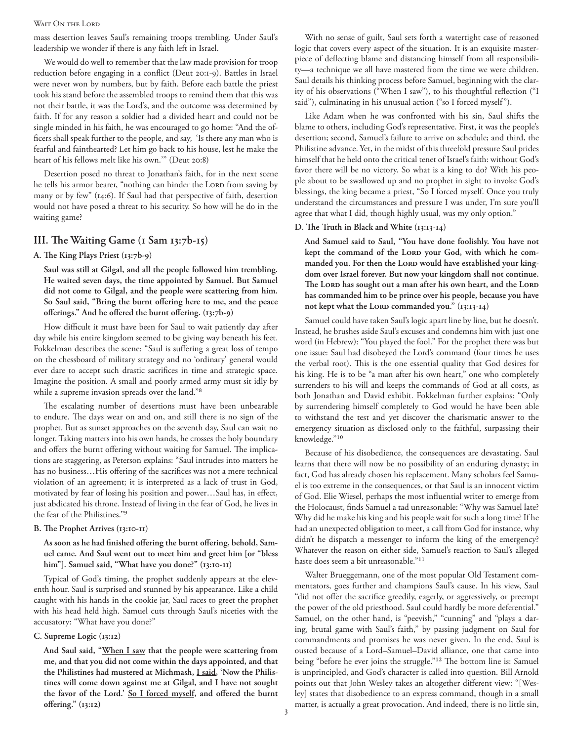mass desertion leaves Saul's remaining troops trembling. Under Saul's leadership we wonder if there is any faith left in Israel.

We would do well to remember that the law made provision for troop reduction before engaging in a conflict (Deut 20:1-9). Battles in Israel were never won by numbers, but by faith. Before each battle the priest took his stand before the assembled troops to remind them that this was not their battle, it was the Lord's, and the outcome was determined by faith. If for any reason a soldier had a divided heart and could not be single minded in his faith, he was encouraged to go home: "And the officers shall speak further to the people, and say, 'Is there any man who is fearful and fainthearted? Let him go back to his house, lest he make the heart of his fellows melt like his own.'" (Deut 20:8)

Desertion posed no threat to Jonathan's faith, for in the next scene he tells his armor bearer, "nothing can hinder the Lord from saving by many or by few" (14:6). If Saul had that perspective of faith, desertion would not have posed a threat to his security. So how will he do in the waiting game?

## III. The Waiting Game (1 Sam 13:7b-15)

### A. The King Plays Priest (13:7b-9)

**Saul was still at Gilgal, and all the people followed him trembling. He waited seven days, the time appointed by Samuel. But Samuel did not come to Gilgal, and the people were scattering from him. So Saul said, "Bring the burnt offering here to me, and the peace offerings." And he offered the burnt offering. (13:7b-9)**

How difficult it must have been for Saul to wait patiently day after day while his entire kingdom seemed to be giving way beneath his feet. Fokkelman describes the scene: "Saul is suffering a great loss of tempo on the chessboard of military strategy and no 'ordinary' general would ever dare to accept such drastic sacrifices in time and strategic space. Imagine the position. A small and poorly armed army must sit idly by while a supreme invasion spreads over the land."[8]

The escalating number of desertions must have been unbearable to endure. The days wear on and on, and still there is no sign of the prophet. But as sunset approaches on the seventh day, Saul can wait no longer. Taking matters into his own hands, he crosses the holy boundary and offers the burnt offering without waiting for Samuel. The implications are staggering, as Peterson explains: "Saul intrudes into matters he has no business…His offering of the sacrifices was not a mere technical violation of an agreement; it is interpreted as a lack of trust in God, motivated by fear of losing his position and power…Saul has, in effect, just abdicated his throne. Instead of living in the fear of God, he lives in the fear of the Philistines."[9]

### B. The Prophet Arrives (13:10-11)

**As soon as he had finished offering the burnt offering, behold, Samuel came. And Saul went out to meet him and greet him [or "bless him"]. Samuel said, "What have you done?" (13:10-11)**

Typical of God's timing, the prophet suddenly appears at the eleventh hour. Saul is surprised and stunned by his appearance. Like a child caught with his hands in the cookie jar, Saul races to greet the prophet with his head held high. Samuel cuts through Saul's niceties with the accusatory: "What have you done?"

### C. Supreme Logic (13:12)

**And Saul said, "<u>When I saw</u> that the people were scattering from me, and that you did not come within the days appointed, and that the Philistines had mustered at Michmash, <u>I said</u>, 'Now the Philistines will come down against me at Gilgal, and I have not sought the favor of the Lord.' <u>So I forced myself</u>, and offered the burnt offering." (13:12)**

With no sense of guilt, Saul sets forth a watertight case of reasoned logic that covers every aspect of the situation. It is an exquisite masterpiece of deflecting blame and distancing himself from all responsibility—a technique we all have mastered from the time we were children. Saul details his thinking process before Samuel, beginning with the clarity of his observations ("When I saw"), to his thoughtful reflection ("I said"), culminating in his unusual action ("so I forced myself").

Like Adam when he was confronted with his sin, Saul shifts the blame to others, including God's representative. First, it was the people's desertion; second, Samuel's failure to arrive on schedule; and third, the Philistine advance. Yet, in the midst of this threefold pressure Saul prides himself that he held onto the critical tenet of Israel's faith: without God's favor there will be no victory. So what is a king to do? With his people about to be swallowed up and no prophet in sight to invoke God's blessings, the king became a priest, "So I forced myself. Once you truly understand the circumstances and pressure I was under, I'm sure you'll agree that what I did, though highly usual, was my only option."

### D. The Truth in Black and White (13:13-14)

**And Samuel said to Saul, "You have done foolishly. You have not kept the command of the Lord your God, with which he commanded you. For then the Lord would have established your kingdom over Israel forever. But now your kingdom shall not continue. The Lord has sought out a man after his own heart, and the Lord has commanded him to be prince over his people, because you have not kept what the Lord commanded you." (13:13-14)**

Samuel could have taken Saul's logic apart line by line, but he doesn't. Instead, he brushes aside Saul's excuses and condemns him with just one word (in Hebrew): "You played the fool." For the prophet there was but one issue: Saul had disobeyed the Lord's command (four times he uses the verbal root). This is the one essential quality that God desires for his king. He is to be "a man after his own heart," one who completely surrenders to his will and keeps the commands of God at all costs, as both Jonathan and David exhibit. Fokkelman further explains: "Only by surrendering himself completely to God would he have been able to withstand the test and yet discover the charismatic answer to the emergency situation as disclosed only to the faithful, surpassing their knowledge."[10]

Because of his disobedience, the consequences are devastating. Saul learns that there will now be no possibility of an enduring dynasty; in fact, God has already chosen his replacement. Many scholars feel Samuel is too extreme in the consequences, or that Saul is an innocent victim of God. Elie Wiesel, perhaps the most influential writer to emerge from the Holocaust, finds Samuel a tad unreasonable: "Why was Samuel late? Why did he make his king and his people wait for such a long time? If he had an unexpected obligation to meet, a call from God for instance, why didn't he dispatch a messenger to inform the king of the emergency? Whatever the reason on either side, Samuel's reaction to Saul's alleged haste does seem a bit unreasonable."[11]

Walter Brueggemann, one of the most popular Old Testament commentators, goes further and champions Saul's cause. In his view, Saul "did not offer the sacrifice greedily, eagerly, or aggressively, or preempt the power of the old priesthood. Saul could hardly be more deferential." Samuel, on the other hand, is "peevish," "cunning" and "plays a daring, brutal game with Saul's faith," by passing judgment on Saul for commandments and promises he was never given. In the end, Saul is ousted because of a Lord–Samuel–David alliance, one that came into being "before he ever joins the struggle."[12] The bottom line is: Samuel is unprincipled, and God's character is called into question. Bill Arnold points out that John Wesley takes an altogether different view: "[Wesley] states that disobedience to an express command, though in a small matter, is actually a great provocation. And indeed, there is no little sin,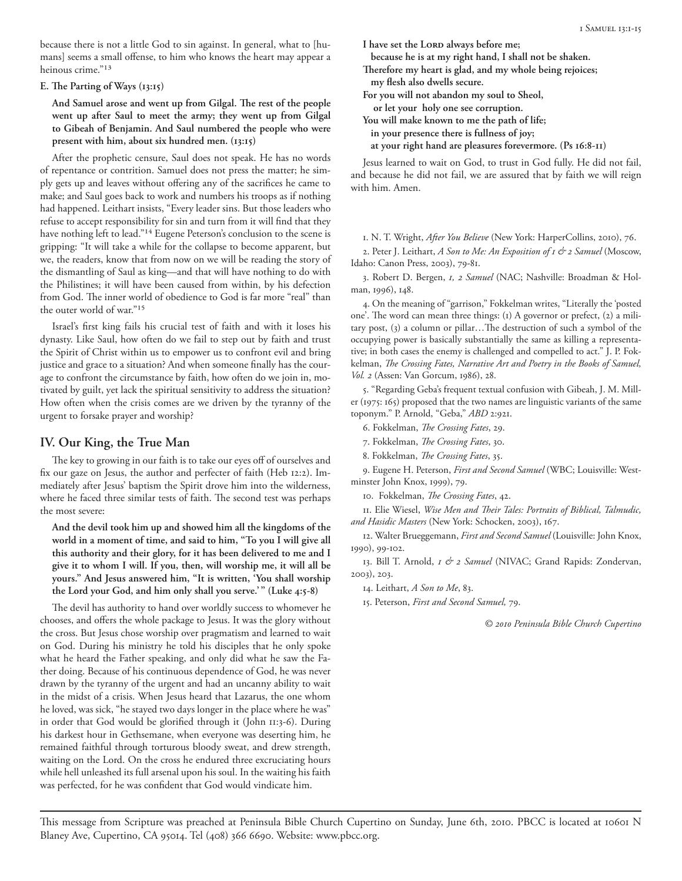because there is not a little God to sin against. In general, what to [humans] seems a small offense, to him who knows the heart may appear a heinous crime."[13]

### E. The Parting of Ways (13:15)

**And Samuel arose and went up from Gilgal. The rest of the people went up after Saul to meet the army; they went up from Gilgal to Gibeah of Benjamin. And Saul numbered the people who were present with him, about six hundred men. (13:15)**

After the prophetic censure, Saul does not speak. He has no words of repentance or contrition. Samuel does not press the matter; he simply gets up and leaves without offering any of the sacrifices he came to make; and Saul goes back to work and numbers his troops as if nothing had happened. Leithart insists, "Every leader sins. But those leaders who refuse to accept responsibility for sin and turn from it will find that they have nothing left to lead."[14] Eugene Peterson's conclusion to the scene is gripping: "It will take a while for the collapse to become apparent, but we, the readers, know that from now on we will be reading the story of the dismantling of Saul as king—and that will have nothing to do with the Philistines; it will have been caused from within, by his defection from God. The inner world of obedience to God is far more "real" than the outer world of war."[15]

Israel's first king fails his crucial test of faith and with it loses his dynasty. Like Saul, how often do we fail to step out by faith and trust the Spirit of Christ within us to empower us to confront evil and bring justice and grace to a situation? And when someone finally has the courage to confront the circumstance by faith, how often do we join in, motivated by guilt, yet lack the spiritual sensitivity to address the situation? How often when the crisis comes are we driven by the tyranny of the urgent to forsake prayer and worship?

## IV. Our King, the True Man

The key to growing in our faith is to take our eyes off of ourselves and fix our gaze on Jesus, the author and perfecter of faith (Heb 12:2). Immediately after Jesus' baptism the Spirit drove him into the wilderness, where he faced three similar tests of faith. The second test was perhaps the most severe:

**And the devil took him up and showed him all the kingdoms of the world in a moment of time, and said to him, "To you I will give all this authority and their glory, for it has been delivered to me and I give it to whom I will. If you, then, will worship me, it will all be yours." And Jesus answered him, "It is written, 'You shall worship the Lord your God, and him only shall you serve.' " (Luke 4:5-8)**

The devil has authority to hand over worldly success to whomever he chooses, and offers the whole package to Jesus. It was the glory without the cross. But Jesus chose worship over pragmatism and learned to wait on God. During his ministry he told his disciples that he only spoke what he heard the Father speaking, and only did what he saw the Father doing. Because of his continuous dependence of God, he was never drawn by the tyranny of the urgent and had an uncanny ability to wait in the midst of a crisis. When Jesus heard that Lazarus, the one whom he loved, was sick, "he stayed two days longer in the place where he was" in order that God would be glorified through it (John 11:3-6). During his darkest hour in Gethsemane, when everyone was deserting him, he remained faithful through torturous bloody sweat, and drew strength, waiting on the Lord. On the cross he endured three excruciating hours while hell unleashed its full arsenal upon his soul. In the waiting his faith was perfected, for he was confident that God would vindicate him.

**I have set the Lord always before me;**
**because he is at my right hand, I shall not be shaken.**
**Therefore my heart is glad, and my whole being rejoices;**
**my flesh also dwells secure.**
**For you will not abandon my soul to Sheol,**
**or let your holy one see corruption.**
**You will make known to me the path of life;**
**in your presence there is fullness of joy;**
**at your right hand are pleasures forevermore. (Ps 16:8-11)**

Jesus learned to wait on God, to trust in God fully. He did not fail, and because he did not fail, we are assured that by faith we will reign with him. Amen.

1. N. T. Wright, *After You Believe* (New York: HarperCollins, 2010), 76.

2. Peter J. Leithart, *A Son to Me: An Exposition of 1 & 2 Samuel* (Moscow, Idaho: Canon Press, 2003), 79-81.

3. Robert D. Bergen, *1, 2 Samuel* (NAC; Nashville: Broadman & Holman, 1996), 148.

4. On the meaning of "garrison," Fokkelman writes, "Literally the 'posted one'. The word can mean three things: (1) A governor or prefect, (2) a military post, (3) a column or pillar…The destruction of such a symbol of the occupying power is basically substantially the same as killing a representative; in both cases the enemy is challenged and compelled to act." J. P. Fokkelman, *The Crossing Fates, Narrative Art and Poetry in the Books of Samuel, Vol. 2* (Assen: Van Gorcum, 1986), 28.

5. "Regarding Geba's frequent textual confusion with Gibeah, J. M. Miller (1975: 165) proposed that the two names are linguistic variants of the same toponym." P. Arnold, "Geba," *ABD* 2:921.

6. Fokkelman, *The Crossing Fates*, 29.

7. Fokkelman, *The Crossing Fates*, 30.

8. Fokkelman, *The Crossing Fates*, 35.

9. Eugene H. Peterson, *First and Second Samuel* (WBC; Louisville: Westminster John Knox, 1999), 79.

10. Fokkelman, *The Crossing Fates*, 42.

11. Elie Wiesel, *Wise Men and Their Tales: Portraits of Biblical, Talmudic, and Hasidic Masters* (New York: Schocken, 2003), 167.

12. Walter Brueggemann, *First and Second Samuel* (Louisville: John Knox, 1990), 99-102.

13. Bill T. Arnold, *1 & 2 Samuel* (NIVAC; Grand Rapids: Zondervan, 2003), 203.

14. Leithart, *A Son to Me*, 83.

15. Peterson, *First and Second Samuel,* 79.

*© 2010 Peninsula Bible Church Cupertino*

This message from Scripture was preached at Peninsula Bible Church Cupertino on Sunday, June 6th, 2010. PBCC is located at 10601 N Blaney Ave, Cupertino, CA 95014. Tel (408) 366 6690. Website: www.pbcc.org.